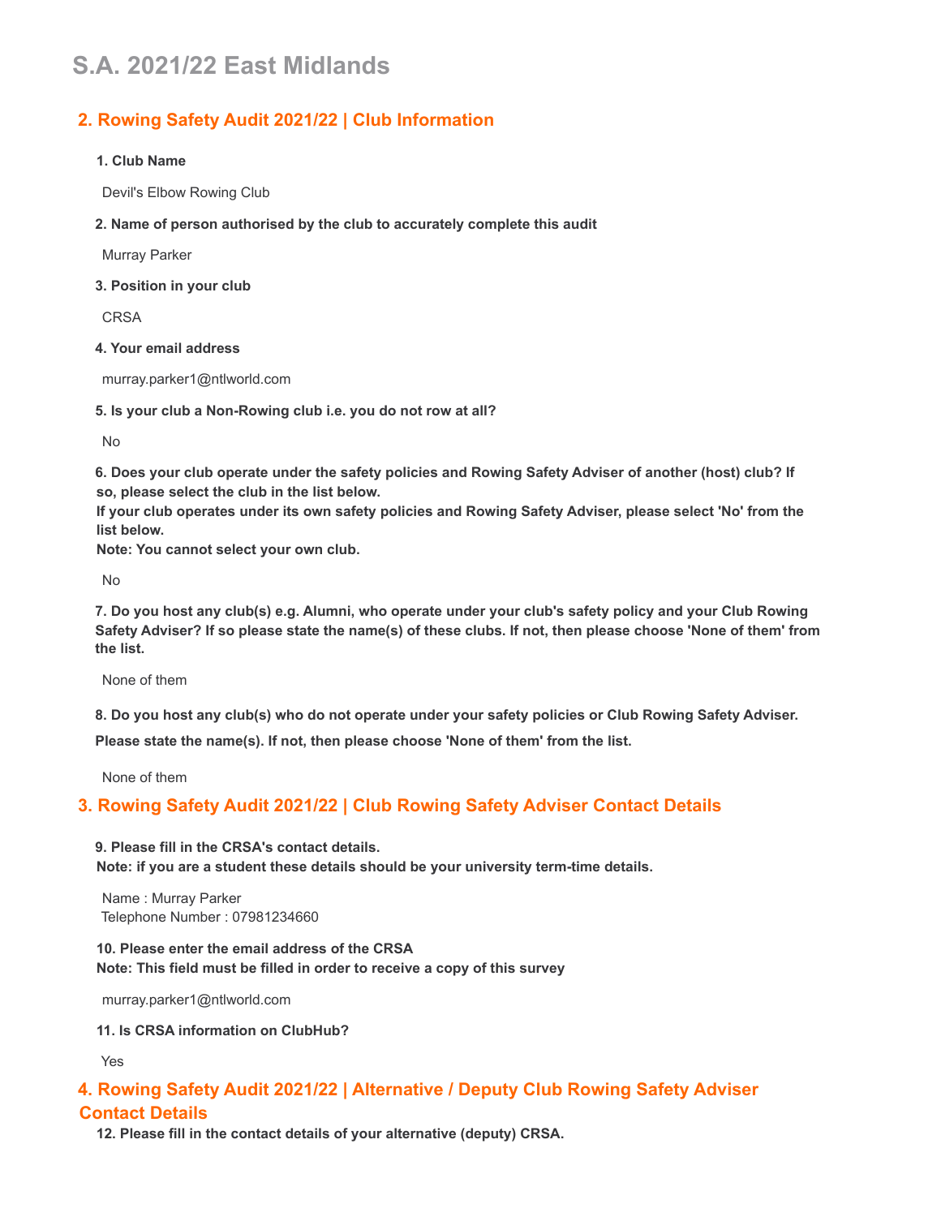# S.A. 2021/22 East Midlands

## 2. Rowing Safety Audit 2021/22 | Club Information

**1. Club Name**

Devil's Elbow Rowing Club

**2. Name of person authorised by the club to accurately complete this audit**

Murray Parker

**3. Position in your club**

CRSA

**4. Your email address**

murray.parker1@ntlworld.com

**5. Is your club a Non-Rowing club i.e. you do not row at all?**

No

**6. Does your club operate under the safety policies and Rowing Safety Adviser of another (host) club? If so, please select the club in the list below.**
**If your club operates under its own safety policies and Rowing Safety Adviser, please select 'No' from the list below.**
**Note: You cannot select your own club.**

No

**7. Do you host any club(s) e.g. Alumni, who operate under your club's safety policy and your Club Rowing Safety Adviser? If so please state the name(s) of these clubs. If not, then please choose 'None of them' from the list.**

None of them

**8. Do you host any club(s) who do not operate under your safety policies or Club Rowing Safety Adviser.**

**Please state the name(s). If not, then please choose 'None of them' from the list.**

None of them

## 3. Rowing Safety Audit 2021/22 | Club Rowing Safety Adviser Contact Details

**9. Please fill in the CRSA's contact details.**
**Note: if you are a student these details should be your university term-time details.**

Name : Murray Parker
Telephone Number : 07981234660

**10. Please enter the email address of the CRSA**
**Note: This field must be filled in order to receive a copy of this survey**

murray.parker1@ntlworld.com

**11. Is CRSA information on ClubHub?**

Yes

## 4. Rowing Safety Audit 2021/22 | Alternative / Deputy Club Rowing Safety Adviser Contact Details

**12. Please fill in the contact details of your alternative (deputy) CRSA.**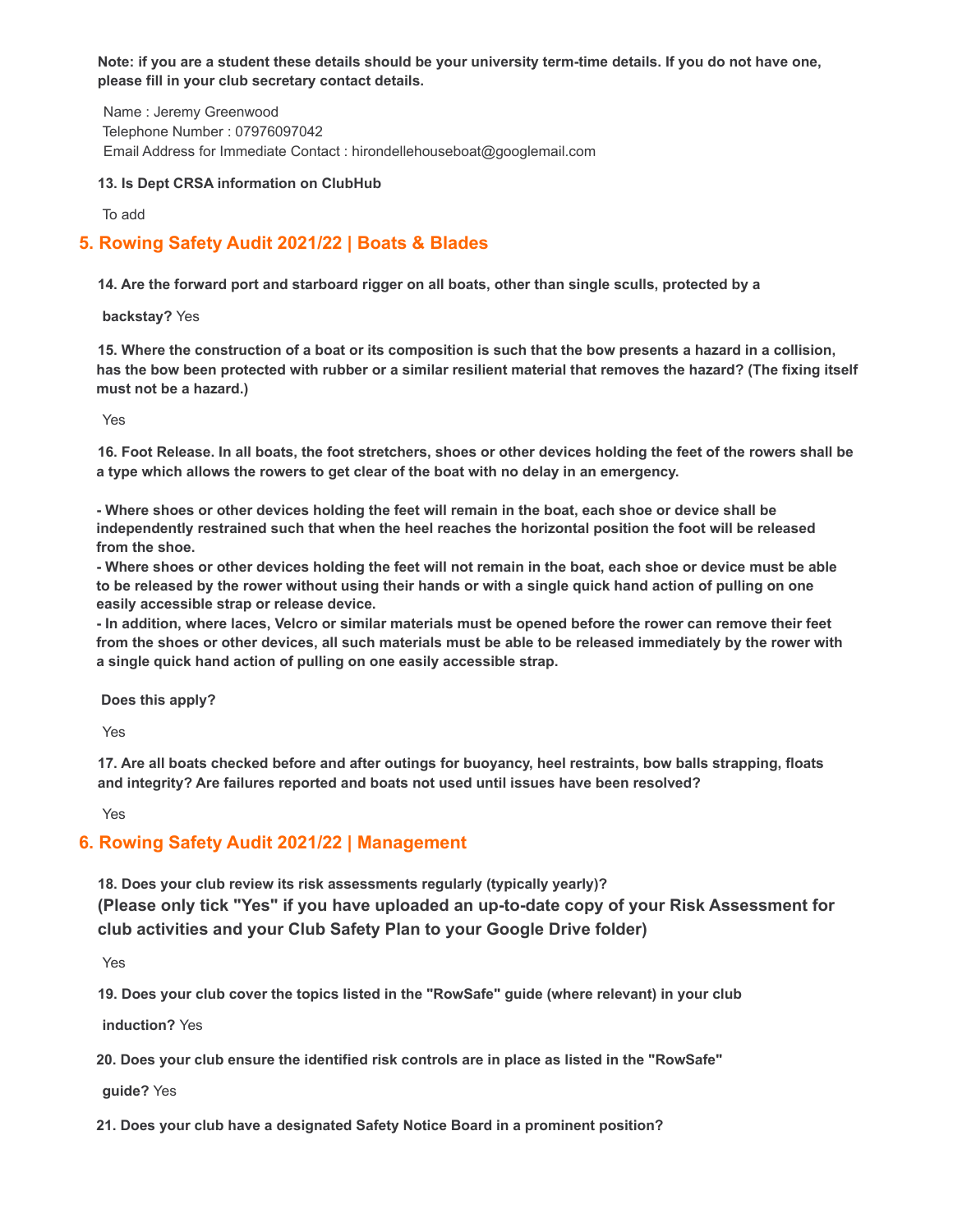**Note: if you are a student these details should be your university term-time details. If you do not have one, please fill in your club secretary contact details.**

Name : Jeremy Greenwood
Telephone Number : 07976097042
Email Address for Immediate Contact : hirondellehouseboat@googlemail.com

**13. Is Dept CRSA information on ClubHub**

To add

## 5. Rowing Safety Audit 2021/22 | Boats & Blades

**14. Are the forward port and starboard rigger on all boats, other than single sculls, protected by a backstay?** Yes

**15. Where the construction of a boat or its composition is such that the bow presents a hazard in a collision, has the bow been protected with rubber or a similar resilient material that removes the hazard? (The fixing itself must not be a hazard.)**

Yes

**16. Foot Release. In all boats, the foot stretchers, shoes or other devices holding the feet of the rowers shall be a type which allows the rowers to get clear of the boat with no delay in an emergency.**

**- Where shoes or other devices holding the feet will remain in the boat, each shoe or device shall be independently restrained such that when the heel reaches the horizontal position the foot will be released from the shoe.**
**- Where shoes or other devices holding the feet will not remain in the boat, each shoe or device must be able to be released by the rower without using their hands or with a single quick hand action of pulling on one easily accessible strap or release device.**
**- In addition, where laces, Velcro or similar materials must be opened before the rower can remove their feet from the shoes or other devices, all such materials must be able to be released immediately by the rower with a single quick hand action of pulling on one easily accessible strap.**

**Does this apply?**

Yes

**17. Are all boats checked before and after outings for buoyancy, heel restraints, bow balls strapping, floats and integrity? Are failures reported and boats not used until issues have been resolved?**

Yes

## 6. Rowing Safety Audit 2021/22 | Management

**18. Does your club review its risk assessments regularly (typically yearly)?**
**(Please only tick "Yes" if you have uploaded an up-to-date copy of your Risk Assessment for club activities and your Club Safety Plan to your Google Drive folder)**

Yes

**19. Does your club cover the topics listed in the "RowSafe" guide (where relevant) in your club induction?** Yes

**20. Does your club ensure the identified risk controls are in place as listed in the "RowSafe" guide?** Yes

**21. Does your club have a designated Safety Notice Board in a prominent position?**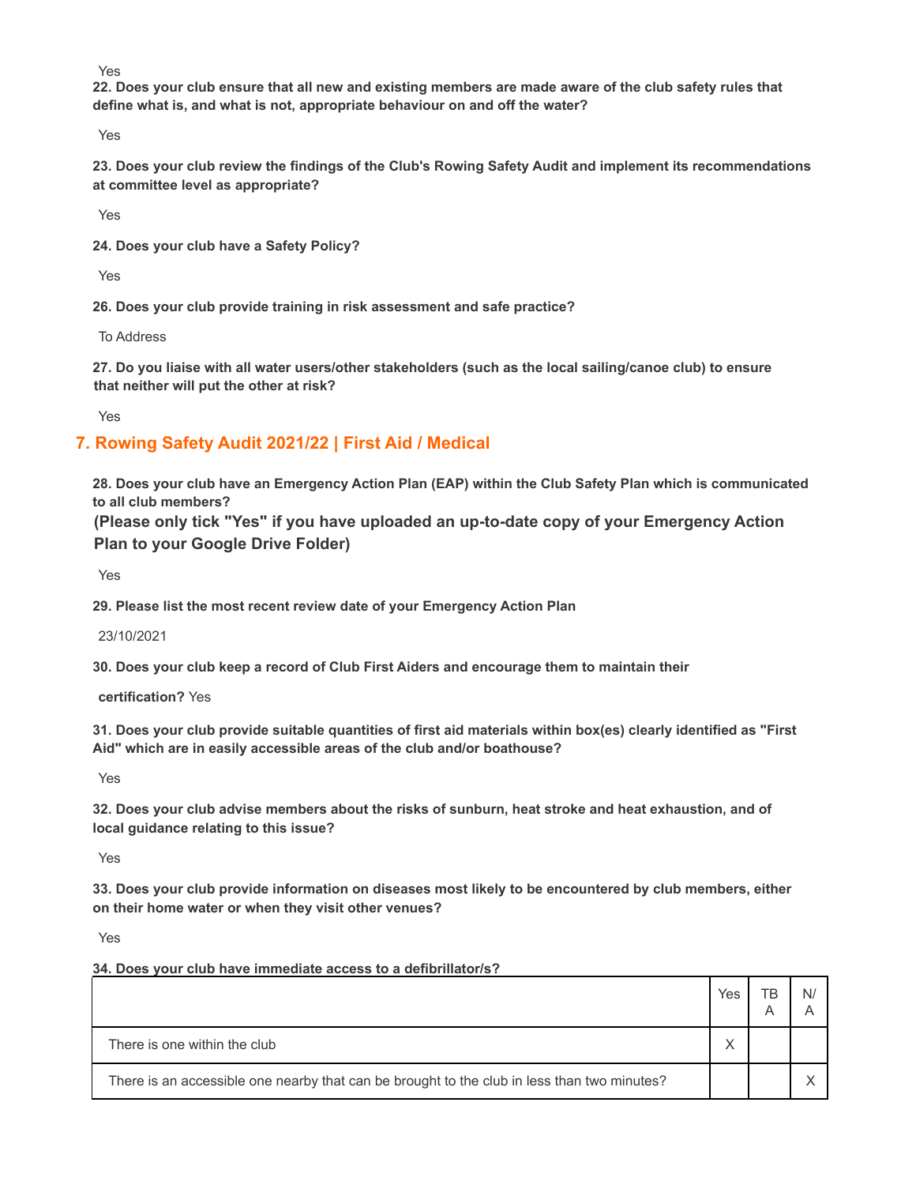Yes

**22. Does your club ensure that all new and existing members are made aware of the club safety rules that define what is, and what is not, appropriate behaviour on and off the water?**

Yes

**23. Does your club review the findings of the Club's Rowing Safety Audit and implement its recommendations at committee level as appropriate?**

Yes

**24. Does your club have a Safety Policy?**

Yes

**26. Does your club provide training in risk assessment and safe practice?**

To Address

**27. Do you liaise with all water users/other stakeholders (such as the local sailing/canoe club) to ensure that neither will put the other at risk?**

Yes

## 7. Rowing Safety Audit 2021/22 | First Aid / Medical

**28. Does your club have an Emergency Action Plan (EAP) within the Club Safety Plan which is communicated to all club members?**

**(Please only tick "Yes" if you have uploaded an up-to-date copy of your Emergency Action Plan to your Google Drive Folder)**

Yes

**29. Please list the most recent review date of your Emergency Action Plan**

23/10/2021

**30. Does your club keep a record of Club First Aiders and encourage them to maintain their certification?** Yes

**31. Does your club provide suitable quantities of first aid materials within box(es) clearly identified as "First Aid" which are in easily accessible areas of the club and/or boathouse?**

Yes

**32. Does your club advise members about the risks of sunburn, heat stroke and heat exhaustion, and of local guidance relating to this issue?**

Yes

**33. Does your club provide information on diseases most likely to be encountered by club members, either on their home water or when they visit other venues?**

Yes

**34. Does your club have immediate access to a defibrillator/s?**

| | Yes | TBA | N/A |
|---|---|---|---|
| There is one within the club | X | | |
| There is an accessible one nearby that can be brought to the club in less than two minutes? | | | X |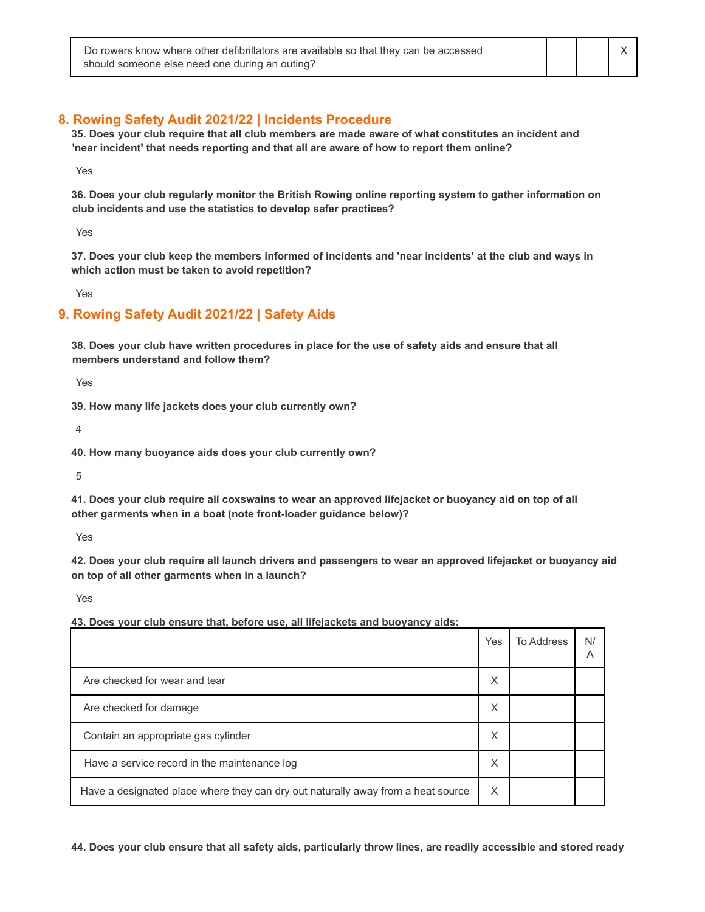| Do rowers know where other defibrillators are available so that they can be accessed should someone else need one during an outing? | | | X |
|---|---|---|---|

## 8. Rowing Safety Audit 2021/22 | Incidents Procedure

**35. Does your club require that all club members are made aware of what constitutes an incident and 'near incident' that needs reporting and that all are aware of how to report them online?**

Yes

**36. Does your club regularly monitor the British Rowing online reporting system to gather information on club incidents and use the statistics to develop safer practices?**

Yes

**37. Does your club keep the members informed of incidents and 'near incidents' at the club and ways in which action must be taken to avoid repetition?**

Yes

## 9. Rowing Safety Audit 2021/22 | Safety Aids

**38. Does your club have written procedures in place for the use of safety aids and ensure that all members understand and follow them?**

Yes

**39. How many life jackets does your club currently own?**

4

**40. How many buoyance aids does your club currently own?**

5

**41. Does your club require all coxswains to wear an approved lifejacket or buoyancy aid on top of all other garments when in a boat (note front-loader guidance below)?**

Yes

**42. Does your club require all launch drivers and passengers to wear an approved lifejacket or buoyancy aid on top of all other garments when in a launch?**

Yes

**43. Does your club ensure that, before use, all lifejackets and buoyancy aids:**

| | Yes | To Address | N/A |
|---|---|---|---|
| Are checked for wear and tear | X | | |
| Are checked for damage | X | | |
| Contain an appropriate gas cylinder | X | | |
| Have a service record in the maintenance log | X | | |
| Have a designated place where they can dry out naturally away from a heat source | X | | |

**44. Does your club ensure that all safety aids, particularly throw lines, are readily accessible and stored ready**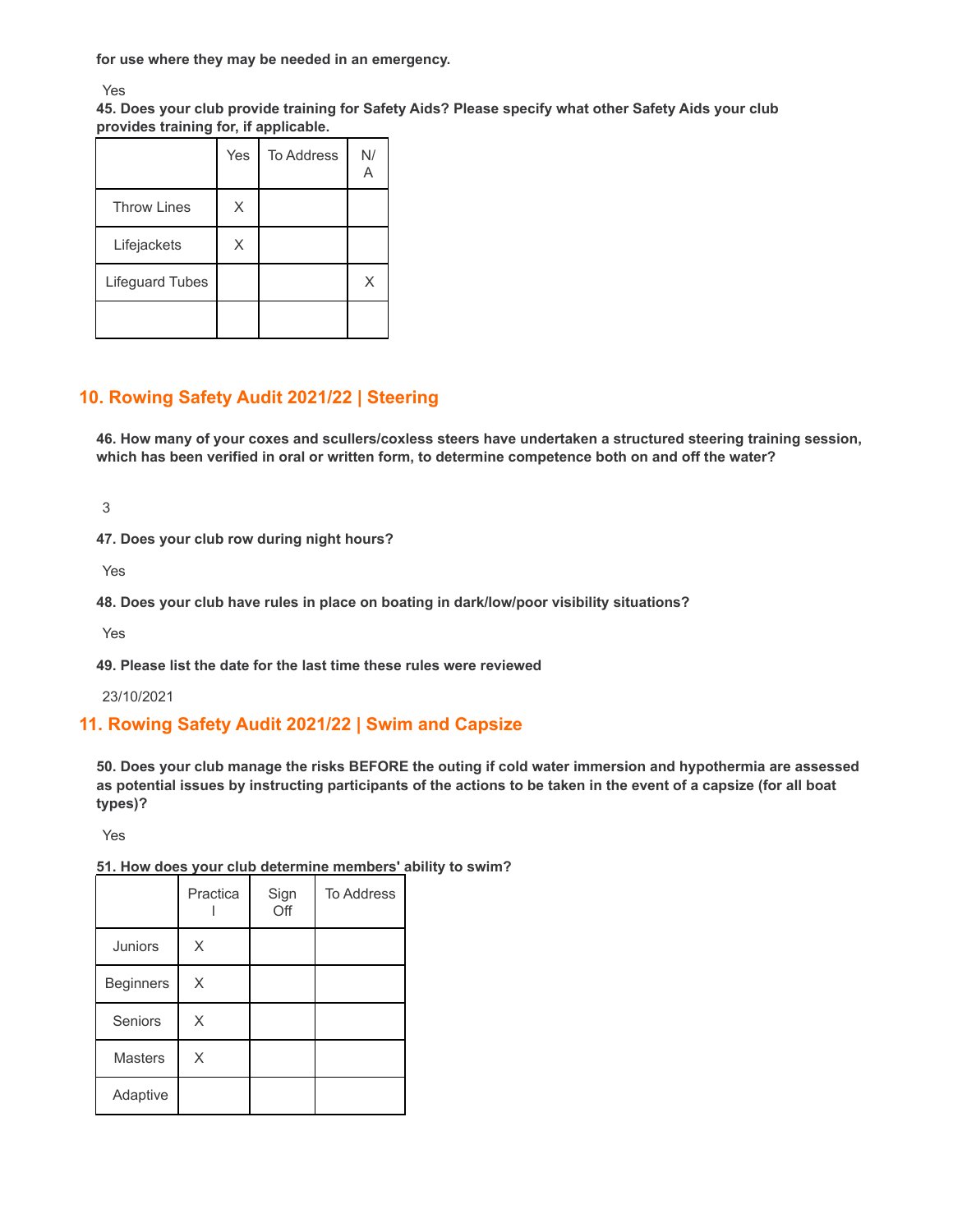**for use where they may be needed in an emergency.**

Yes

**45. Does your club provide training for Safety Aids? Please specify what other Safety Aids your club provides training for, if applicable.**

| | Yes | To Address | N/A |
|---|---|---|---|
| Throw Lines | X | | |
| Lifejackets | X | | |
| Lifeguard Tubes | | | X |
| | | | |

## 10. Rowing Safety Audit 2021/22 | Steering

**46. How many of your coxes and scullers/coxless steers have undertaken a structured steering training session, which has been verified in oral or written form, to determine competence both on and off the water?**

3

**47. Does your club row during night hours?**

Yes

**48. Does your club have rules in place on boating in dark/low/poor visibility situations?**

Yes

**49. Please list the date for the last time these rules were reviewed**

23/10/2021

## 11. Rowing Safety Audit 2021/22 | Swim and Capsize

**50. Does your club manage the risks BEFORE the outing if cold water immersion and hypothermia are assessed as potential issues by instructing participants of the actions to be taken in the event of a capsize (for all boat types)?**

Yes

**51. How does your club determine members' ability to swim?**

| | Practical | Sign Off | To Address |
|---|---|---|---|
| Juniors | X | | |
| Beginners | X | | |
| Seniors | X | | |
| Masters | X | | |
| Adaptive | | | |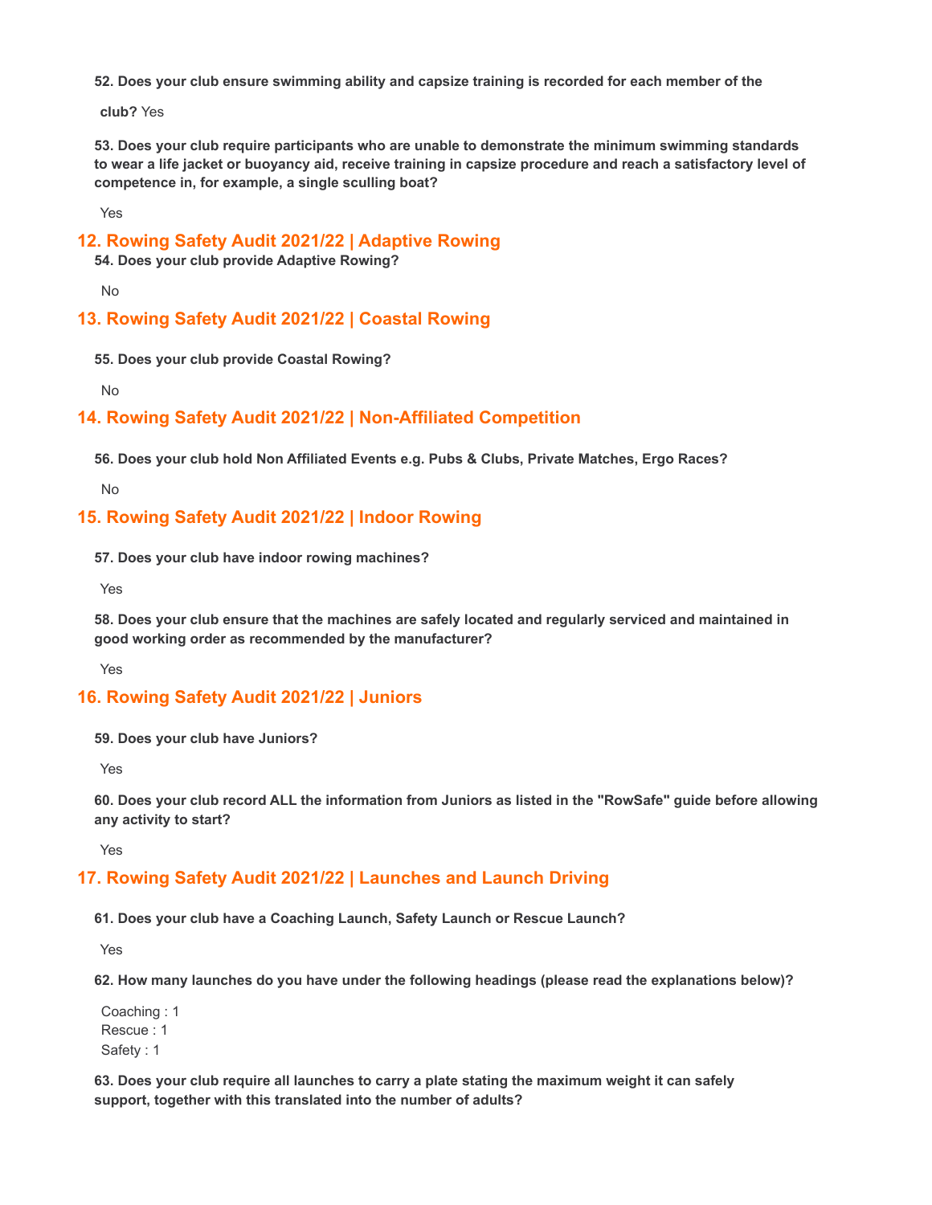**52. Does your club ensure swimming ability and capsize training is recorded for each member of the club?** Yes

**53. Does your club require participants who are unable to demonstrate the minimum swimming standards to wear a life jacket or buoyancy aid, receive training in capsize procedure and reach a satisfactory level of competence in, for example, a single sculling boat?**

Yes

## 12. Rowing Safety Audit 2021/22 | Adaptive Rowing

**54. Does your club provide Adaptive Rowing?**

No

## 13. Rowing Safety Audit 2021/22 | Coastal Rowing

**55. Does your club provide Coastal Rowing?**

No

## 14. Rowing Safety Audit 2021/22 | Non-Affiliated Competition

**56. Does your club hold Non Affiliated Events e.g. Pubs & Clubs, Private Matches, Ergo Races?**

No

## 15. Rowing Safety Audit 2021/22 | Indoor Rowing

**57. Does your club have indoor rowing machines?**

Yes

**58. Does your club ensure that the machines are safely located and regularly serviced and maintained in good working order as recommended by the manufacturer?**

Yes

## 16. Rowing Safety Audit 2021/22 | Juniors

**59. Does your club have Juniors?**

Yes

**60. Does your club record ALL the information from Juniors as listed in the "RowSafe" guide before allowing any activity to start?**

Yes

## 17. Rowing Safety Audit 2021/22 | Launches and Launch Driving

**61. Does your club have a Coaching Launch, Safety Launch or Rescue Launch?**

Yes

**62. How many launches do you have under the following headings (please read the explanations below)?**

Coaching : 1
Rescue : 1
Safety : 1

**63. Does your club require all launches to carry a plate stating the maximum weight it can safely support, together with this translated into the number of adults?**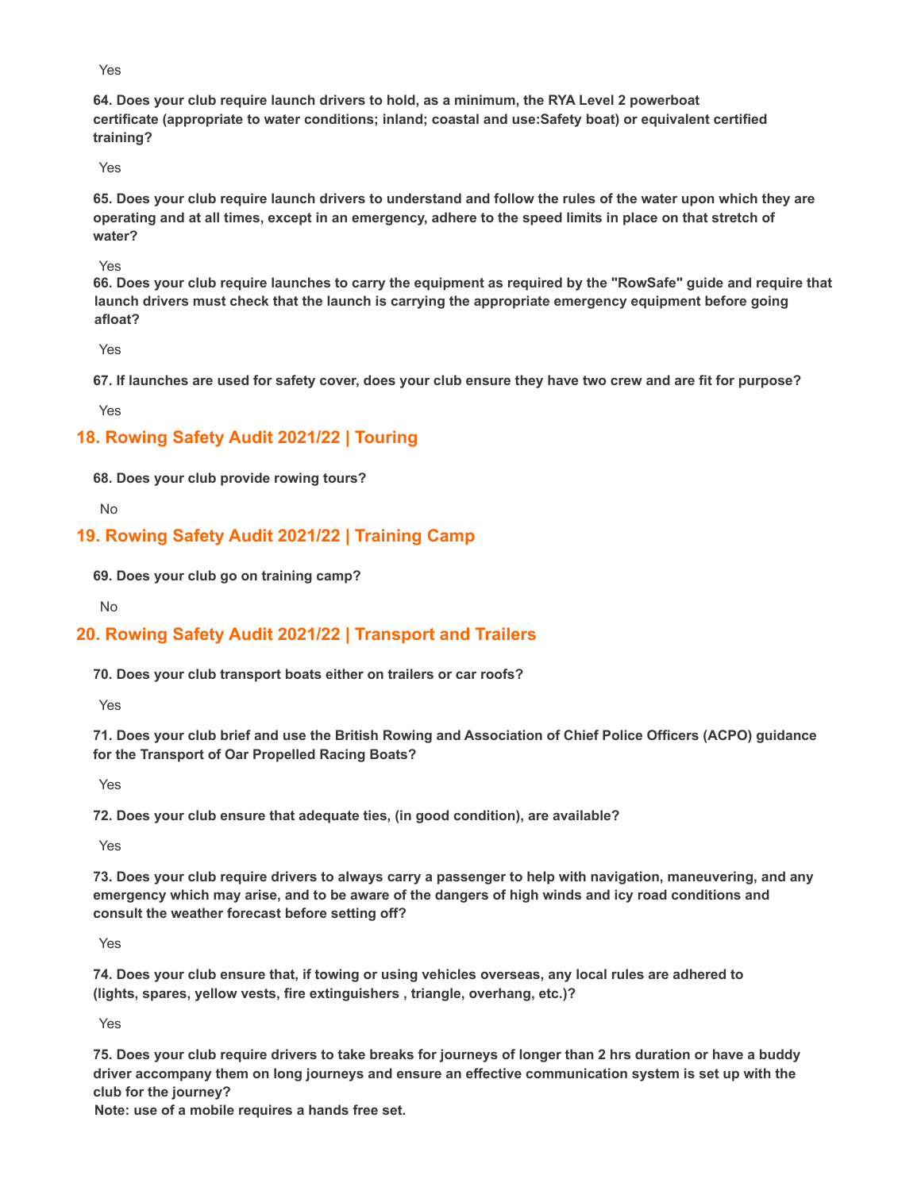Yes

**64. Does your club require launch drivers to hold, as a minimum, the RYA Level 2 powerboat certificate (appropriate to water conditions; inland; coastal and use:Safety boat) or equivalent certified training?**

Yes

**65. Does your club require launch drivers to understand and follow the rules of the water upon which they are operating and at all times, except in an emergency, adhere to the speed limits in place on that stretch of water?**

Yes

**66. Does your club require launches to carry the equipment as required by the "RowSafe" guide and require that launch drivers must check that the launch is carrying the appropriate emergency equipment before going afloat?**

Yes

**67. If launches are used for safety cover, does your club ensure they have two crew and are fit for purpose?**

Yes

## 18. Rowing Safety Audit 2021/22 | Touring

**68. Does your club provide rowing tours?**

No

## 19. Rowing Safety Audit 2021/22 | Training Camp

**69. Does your club go on training camp?**

No

## 20. Rowing Safety Audit 2021/22 | Transport and Trailers

**70. Does your club transport boats either on trailers or car roofs?**

Yes

**71. Does your club brief and use the British Rowing and Association of Chief Police Officers (ACPO) guidance for the Transport of Oar Propelled Racing Boats?**

Yes

**72. Does your club ensure that adequate ties, (in good condition), are available?**

Yes

**73. Does your club require drivers to always carry a passenger to help with navigation, maneuvering, and any emergency which may arise, and to be aware of the dangers of high winds and icy road conditions and consult the weather forecast before setting off?**

Yes

**74. Does your club ensure that, if towing or using vehicles overseas, any local rules are adhered to (lights, spares, yellow vests, fire extinguishers , triangle, overhang, etc.)?**

Yes

**75. Does your club require drivers to take breaks for journeys of longer than 2 hrs duration or have a buddy driver accompany them on long journeys and ensure an effective communication system is set up with the club for the journey?**
**Note: use of a mobile requires a hands free set.**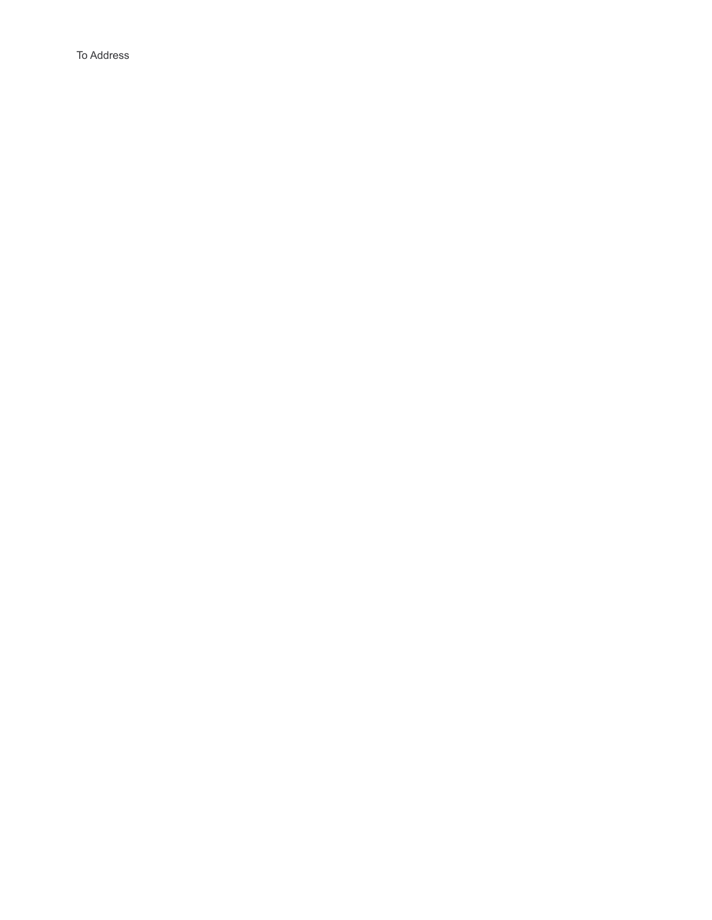To Address